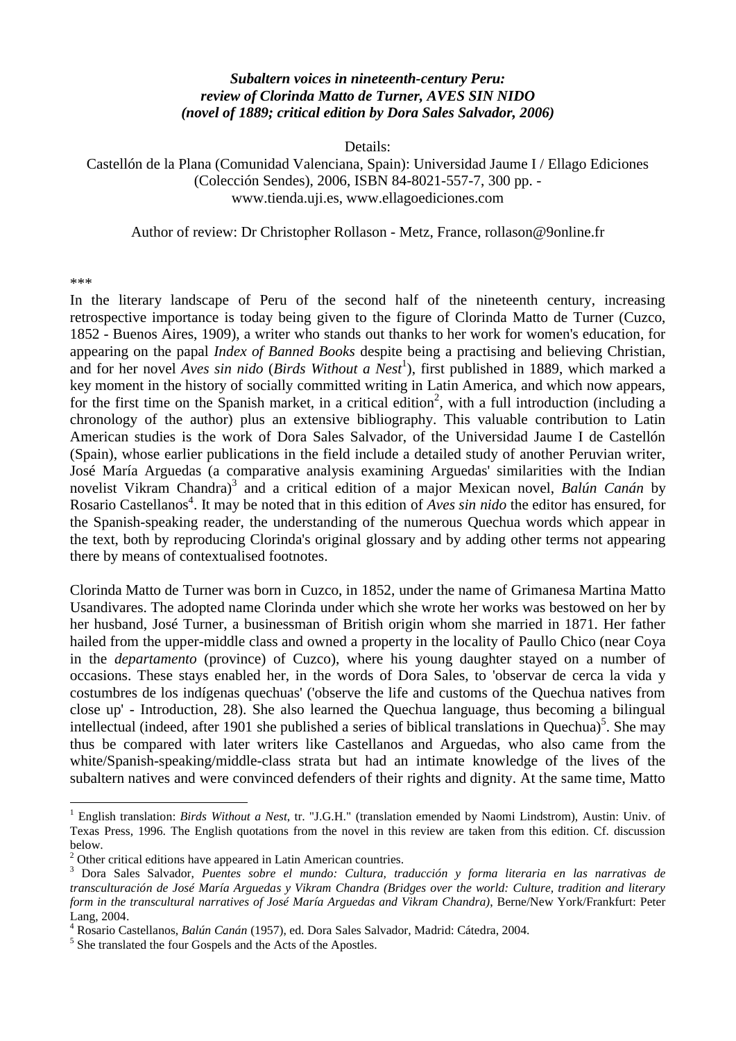***Subaltern voices in nineteenth-century Peru: review of Clorinda Matto de Turner, AVES SIN NIDO (novel of 1889; critical edition by Dora Sales Salvador, 2006)***

Details:
Castellón de la Plana (Comunidad Valenciana, Spain): Universidad Jaume I / Ellago Ediciones (Colección Sendes), 2006, ISBN 84-8021-557-7, 300 pp. -
www.tienda.uji.es, www.ellagoediciones.com

Author of review: Dr Christopher Rollason - Metz, France, rollason@9online.fr

***

In the literary landscape of Peru of the second half of the nineteenth century, increasing retrospective importance is today being given to the figure of Clorinda Matto de Turner (Cuzco, 1852 - Buenos Aires, 1909), a writer who stands out thanks to her work for women's education, for appearing on the papal *Index of Banned Books* despite being a practising and believing Christian, and for her novel *Aves sin nido* (*Birds Without a Nest*[1]), first published in 1889, which marked a key moment in the history of socially committed writing in Latin America, and which now appears, for the first time on the Spanish market, in a critical edition[2], with a full introduction (including a chronology of the author) plus an extensive bibliography. This valuable contribution to Latin American studies is the work of Dora Sales Salvador, of the Universidad Jaume I de Castellón (Spain), whose earlier publications in the field include a detailed study of another Peruvian writer, José María Arguedas (a comparative analysis examining Arguedas' similarities with the Indian novelist Vikram Chandra)[3] and a critical edition of a major Mexican novel, *Balún Canán* by Rosario Castellanos[4]. It may be noted that in this edition of *Aves sin nido* the editor has ensured, for the Spanish-speaking reader, the understanding of the numerous Quechua words which appear in the text, both by reproducing Clorinda's original glossary and by adding other terms not appearing there by means of contextualised footnotes.

Clorinda Matto de Turner was born in Cuzco, in 1852, under the name of Grimanesa Martina Matto Usandivares. The adopted name Clorinda under which she wrote her works was bestowed on her by her husband, José Turner, a businessman of British origin whom she married in 1871. Her father hailed from the upper-middle class and owned a property in the locality of Paullo Chico (near Coya in the *departamento* (province) of Cuzco), where his young daughter stayed on a number of occasions. These stays enabled her, in the words of Dora Sales, to 'observar de cerca la vida y costumbres de los indígenas quechuas' ('observe the life and customs of the Quechua natives from close up' - Introduction, 28). She also learned the Quechua language, thus becoming a bilingual intellectual (indeed, after 1901 she published a series of biblical translations in Quechua)[5]. She may thus be compared with later writers like Castellanos and Arguedas, who also came from the white/Spanish-speaking/middle-class strata but had an intimate knowledge of the lives of the subaltern natives and were convinced defenders of their rights and dignity. At the same time, Matto

---

[1] English translation: *Birds Without a Nest*, tr. "J.G.H." (translation emended by Naomi Lindstrom), Austin: Univ. of Texas Press, 1996. The English quotations from the novel in this review are taken from this edition. Cf. discussion below.

[2] Other critical editions have appeared in Latin American countries.

[3] Dora Sales Salvador, *Puentes sobre el mundo: Cultura, traducción y forma literaria en las narrativas de transculturación de José María Arguedas y Vikram Chandra (Bridges over the world: Culture, tradition and literary form in the transcultural narratives of José María Arguedas and Vikram Chandra)*, Berne/New York/Frankfurt: Peter Lang, 2004.

[4] Rosario Castellanos, *Balún Canán* (1957), ed. Dora Sales Salvador, Madrid: Cátedra, 2004.

[5] She translated the four Gospels and the Acts of the Apostles.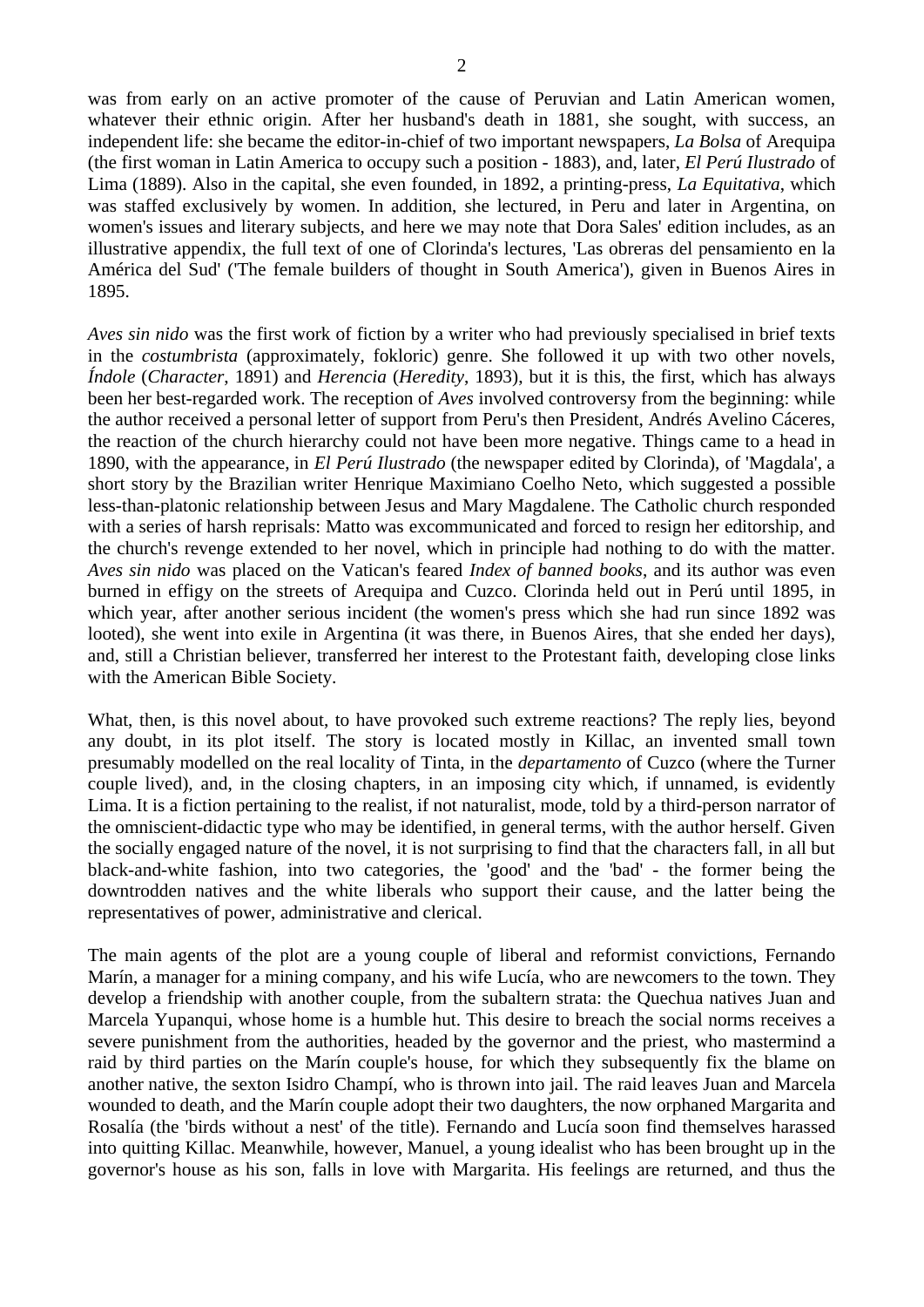was from early on an active promoter of the cause of Peruvian and Latin American women, whatever their ethnic origin. After her husband's death in 1881, she sought, with success, an independent life: she became the editor-in-chief of two important newspapers, *La Bolsa* of Arequipa (the first woman in Latin America to occupy such a position - 1883), and, later, *El Perú Ilustrado* of Lima (1889). Also in the capital, she even founded, in 1892, a printing-press, *La Equitativa*, which was staffed exclusively by women. In addition, she lectured, in Peru and later in Argentina, on women's issues and literary subjects, and here we may note that Dora Sales' edition includes, as an illustrative appendix, the full text of one of Clorinda's lectures, 'Las obreras del pensamiento en la América del Sud' ('The female builders of thought in South America'), given in Buenos Aires in 1895.

*Aves sin nido* was the first work of fiction by a writer who had previously specialised in brief texts in the *costumbrista* (approximately, fokloric) genre. She followed it up with two other novels, *Índole* (*Character*, 1891) and *Herencia* (*Heredity*, 1893), but it is this, the first, which has always been her best-regarded work. The reception of *Aves* involved controversy from the beginning: while the author received a personal letter of support from Peru's then President, Andrés Avelino Cáceres, the reaction of the church hierarchy could not have been more negative. Things came to a head in 1890, with the appearance, in *El Perú Ilustrado* (the newspaper edited by Clorinda), of 'Magdala', a short story by the Brazilian writer Henrique Maximiano Coelho Neto, which suggested a possible less-than-platonic relationship between Jesus and Mary Magdalene. The Catholic church responded with a series of harsh reprisals: Matto was excommunicated and forced to resign her editorship, and the church's revenge extended to her novel, which in principle had nothing to do with the matter. *Aves sin nido* was placed on the Vatican's feared *Index of banned books*, and its author was even burned in effigy on the streets of Arequipa and Cuzco. Clorinda held out in Perú until 1895, in which year, after another serious incident (the women's press which she had run since 1892 was looted), she went into exile in Argentina (it was there, in Buenos Aires, that she ended her days), and, still a Christian believer, transferred her interest to the Protestant faith, developing close links with the American Bible Society.

What, then, is this novel about, to have provoked such extreme reactions? The reply lies, beyond any doubt, in its plot itself. The story is located mostly in Killac, an invented small town presumably modelled on the real locality of Tinta, in the *departamento* of Cuzco (where the Turner couple lived), and, in the closing chapters, in an imposing city which, if unnamed, is evidently Lima. It is a fiction pertaining to the realist, if not naturalist, mode, told by a third-person narrator of the omniscient-didactic type who may be identified, in general terms, with the author herself. Given the socially engaged nature of the novel, it is not surprising to find that the characters fall, in all but black-and-white fashion, into two categories, the 'good' and the 'bad' - the former being the downtrodden natives and the white liberals who support their cause, and the latter being the representatives of power, administrative and clerical.

The main agents of the plot are a young couple of liberal and reformist convictions, Fernando Marín, a manager for a mining company, and his wife Lucía, who are newcomers to the town. They develop a friendship with another couple, from the subaltern strata: the Quechua natives Juan and Marcela Yupanqui, whose home is a humble hut. This desire to breach the social norms receives a severe punishment from the authorities, headed by the governor and the priest, who mastermind a raid by third parties on the Marín couple's house, for which they subsequently fix the blame on another native, the sexton Isidro Champí, who is thrown into jail. The raid leaves Juan and Marcela wounded to death, and the Marín couple adopt their two daughters, the now orphaned Margarita and Rosalía (the 'birds without a nest' of the title). Fernando and Lucía soon find themselves harassed into quitting Killac. Meanwhile, however, Manuel, a young idealist who has been brought up in the governor's house as his son, falls in love with Margarita. His feelings are returned, and thus the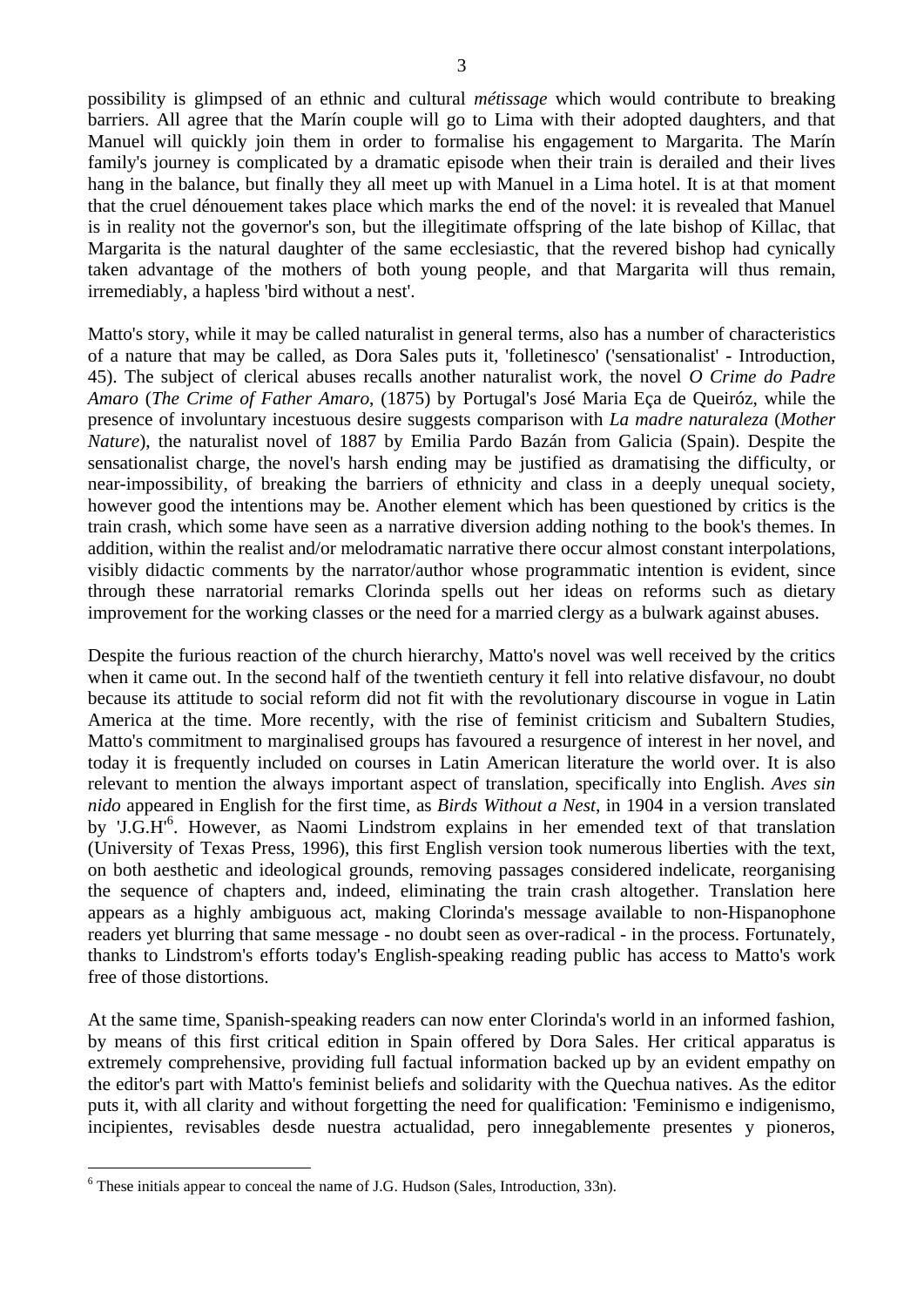possibility is glimpsed of an ethnic and cultural *métissage* which would contribute to breaking barriers. All agree that the Marín couple will go to Lima with their adopted daughters, and that Manuel will quickly join them in order to formalise his engagement to Margarita. The Marín family's journey is complicated by a dramatic episode when their train is derailed and their lives hang in the balance, but finally they all meet up with Manuel in a Lima hotel. It is at that moment that the cruel dénouement takes place which marks the end of the novel: it is revealed that Manuel is in reality not the governor's son, but the illegitimate offspring of the late bishop of Killac, that Margarita is the natural daughter of the same ecclesiastic, that the revered bishop had cynically taken advantage of the mothers of both young people, and that Margarita will thus remain, irremediably, a hapless 'bird without a nest'.

Matto's story, while it may be called naturalist in general terms, also has a number of characteristics of a nature that may be called, as Dora Sales puts it, 'folletinesco' ('sensationalist' - Introduction, 45). The subject of clerical abuses recalls another naturalist work, the novel *O Crime do Padre Amaro* (*The Crime of Father Amaro*, (1875) by Portugal's José Maria Eça de Queiróz, while the presence of involuntary incestuous desire suggests comparison with *La madre naturaleza* (*Mother Nature*), the naturalist novel of 1887 by Emilia Pardo Bazán from Galicia (Spain). Despite the sensationalist charge, the novel's harsh ending may be justified as dramatising the difficulty, or near-impossibility, of breaking the barriers of ethnicity and class in a deeply unequal society, however good the intentions may be. Another element which has been questioned by critics is the train crash, which some have seen as a narrative diversion adding nothing to the book's themes. In addition, within the realist and/or melodramatic narrative there occur almost constant interpolations, visibly didactic comments by the narrator/author whose programmatic intention is evident, since through these narratorial remarks Clorinda spells out her ideas on reforms such as dietary improvement for the working classes or the need for a married clergy as a bulwark against abuses.

Despite the furious reaction of the church hierarchy, Matto's novel was well received by the critics when it came out. In the second half of the twentieth century it fell into relative disfavour, no doubt because its attitude to social reform did not fit with the revolutionary discourse in vogue in Latin America at the time. More recently, with the rise of feminist criticism and Subaltern Studies, Matto's commitment to marginalised groups has favoured a resurgence of interest in her novel, and today it is frequently included on courses in Latin American literature the world over. It is also relevant to mention the always important aspect of translation, specifically into English. *Aves sin nido* appeared in English for the first time, as *Birds Without a Nest*, in 1904 in a version translated by 'J.G.H'[6]. However, as Naomi Lindstrom explains in her emended text of that translation (University of Texas Press, 1996), this first English version took numerous liberties with the text, on both aesthetic and ideological grounds, removing passages considered indelicate, reorganising the sequence of chapters and, indeed, eliminating the train crash altogether. Translation here appears as a highly ambiguous act, making Clorinda's message available to non-Hispanophone readers yet blurring that same message - no doubt seen as over-radical - in the process. Fortunately, thanks to Lindstrom's efforts today's English-speaking reading public has access to Matto's work free of those distortions.

At the same time, Spanish-speaking readers can now enter Clorinda's world in an informed fashion, by means of this first critical edition in Spain offered by Dora Sales. Her critical apparatus is extremely comprehensive, providing full factual information backed up by an evident empathy on the editor's part with Matto's feminist beliefs and solidarity with the Quechua natives. As the editor puts it, with all clarity and without forgetting the need for qualification: 'Feminismo e indigenismo, incipientes, revisables desde nuestra actualidad, pero innegablemente presentes y pioneros,

[6] These initials appear to conceal the name of J.G. Hudson (Sales, Introduction, 33n).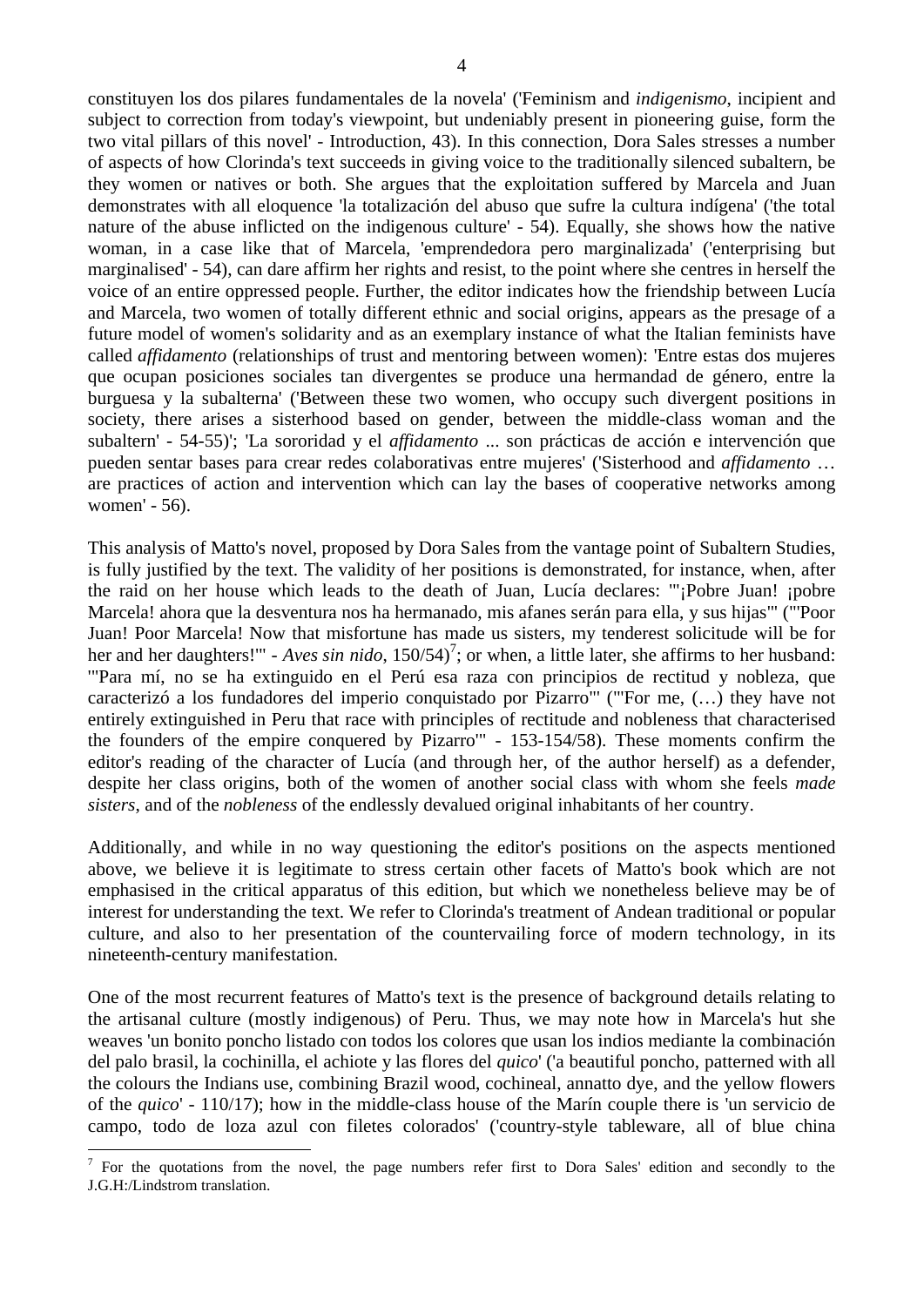constituyen los dos pilares fundamentales de la novela' ('Feminism and *indigenismo*, incipient and subject to correction from today's viewpoint, but undeniably present in pioneering guise, form the two vital pillars of this novel' - Introduction, 43). In this connection, Dora Sales stresses a number of aspects of how Clorinda's text succeeds in giving voice to the traditionally silenced subaltern, be they women or natives or both. She argues that the exploitation suffered by Marcela and Juan demonstrates with all eloquence 'la totalización del abuso que sufre la cultura indígena' ('the total nature of the abuse inflicted on the indigenous culture' - 54). Equally, she shows how the native woman, in a case like that of Marcela, 'emprendedora pero marginalizada' ('enterprising but marginalised' - 54), can dare affirm her rights and resist, to the point where she centres in herself the voice of an entire oppressed people. Further, the editor indicates how the friendship between Lucía and Marcela, two women of totally different ethnic and social origins, appears as the presage of a future model of women's solidarity and as an exemplary instance of what the Italian feminists have called *affidamento* (relationships of trust and mentoring between women): 'Entre estas dos mujeres que ocupan posiciones sociales tan divergentes se produce una hermandad de género, entre la burguesa y la subalterna' ('Between these two women, who occupy such divergent positions in society, there arises a sisterhood based on gender, between the middle-class woman and the subaltern' - 54-55)'; 'La sororidad y el *affidamento* ... son prácticas de acción e intervención que pueden sentar bases para crear redes colaborativas entre mujeres' ('Sisterhood and *affidamento* … are practices of action and intervention which can lay the bases of cooperative networks among women' - 56).

This analysis of Matto's novel, proposed by Dora Sales from the vantage point of Subaltern Studies, is fully justified by the text. The validity of her positions is demonstrated, for instance, when, after the raid on her house which leads to the death of Juan, Lucía declares: '"¡Pobre Juan! ¡pobre Marcela! ahora que la desventura nos ha hermanado, mis afanes serán para ella, y sus hijas"' ('"Poor Juan! Poor Marcela! Now that misfortune has made us sisters, my tenderest solicitude will be for her and her daughters!"' - *Aves sin nido*, 150/54)[7]; or when, a little later, she affirms to her husband: '"Para mí, no se ha extinguido en el Perú esa raza con principios de rectitud y nobleza, que caracterizó a los fundadores del imperio conquistado por Pizarro"' ('"For me, (…) they have not entirely extinguished in Peru that race with principles of rectitude and nobleness that characterised the founders of the empire conquered by Pizarro"' - 153-154/58). These moments confirm the editor's reading of the character of Lucía (and through her, of the author herself) as a defender, despite her class origins, both of the women of another social class with whom she feels *made sisters*, and of the *nobleness* of the endlessly devalued original inhabitants of her country.

Additionally, and while in no way questioning the editor's positions on the aspects mentioned above, we believe it is legitimate to stress certain other facets of Matto's book which are not emphasised in the critical apparatus of this edition, but which we nonetheless believe may be of interest for understanding the text. We refer to Clorinda's treatment of Andean traditional or popular culture, and also to her presentation of the countervailing force of modern technology, in its nineteenth-century manifestation.

One of the most recurrent features of Matto's text is the presence of background details relating to the artisanal culture (mostly indigenous) of Peru. Thus, we may note how in Marcela's hut she weaves 'un bonito poncho listado con todos los colores que usan los indios mediante la combinación del palo brasil, la cochinilla, el achiote y las flores del *quico*' ('a beautiful poncho, patterned with all the colours the Indians use, combining Brazil wood, cochineal, annatto dye, and the yellow flowers of the *quico*' - 110/17); how in the middle-class house of the Marín couple there is 'un servicio de campo, todo de loza azul con filetes colorados' ('country-style tableware, all of blue china

[7] For the quotations from the novel, the page numbers refer first to Dora Sales' edition and secondly to the J.G.H:/Lindstrom translation.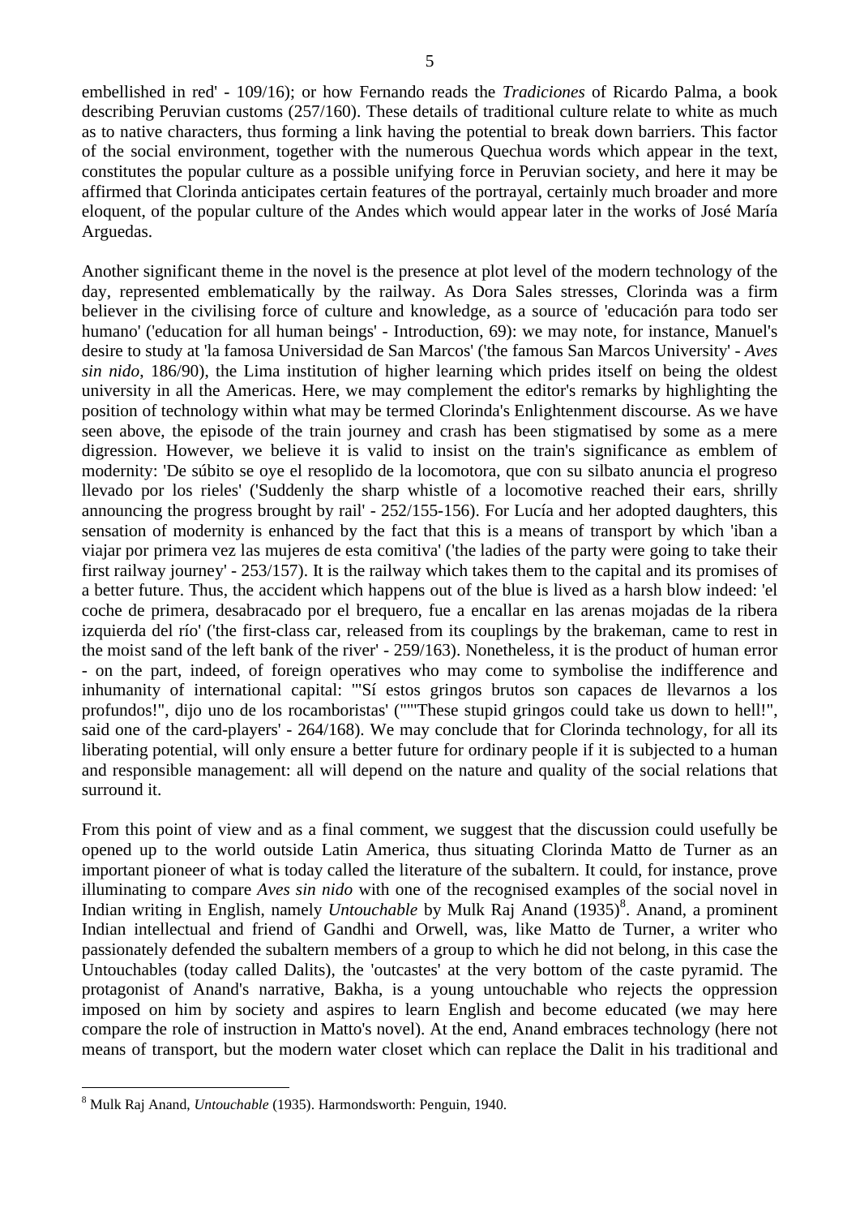embellished in red' - 109/16); or how Fernando reads the *Tradiciones* of Ricardo Palma, a book describing Peruvian customs (257/160). These details of traditional culture relate to white as much as to native characters, thus forming a link having the potential to break down barriers. This factor of the social environment, together with the numerous Quechua words which appear in the text, constitutes the popular culture as a possible unifying force in Peruvian society, and here it may be affirmed that Clorinda anticipates certain features of the portrayal, certainly much broader and more eloquent, of the popular culture of the Andes which would appear later in the works of José María Arguedas.

Another significant theme in the novel is the presence at plot level of the modern technology of the day, represented emblematically by the railway. As Dora Sales stresses, Clorinda was a firm believer in the civilising force of culture and knowledge, as a source of 'educación para todo ser humano' ('education for all human beings' - Introduction, 69): we may note, for instance, Manuel's desire to study at 'la famosa Universidad de San Marcos' ('the famous San Marcos University' - *Aves sin nido*, 186/90), the Lima institution of higher learning which prides itself on being the oldest university in all the Americas. Here, we may complement the editor's remarks by highlighting the position of technology within what may be termed Clorinda's Enlightenment discourse. As we have seen above, the episode of the train journey and crash has been stigmatised by some as a mere digression. However, we believe it is valid to insist on the train's significance as emblem of modernity: 'De súbito se oye el resoplido de la locomotora, que con su silbato anuncia el progreso llevado por los rieles' ('Suddenly the sharp whistle of a locomotive reached their ears, shrilly announcing the progress brought by rail' - 252/155-156). For Lucía and her adopted daughters, this sensation of modernity is enhanced by the fact that this is a means of transport by which 'iban a viajar por primera vez las mujeres de esta comitiva' ('the ladies of the party were going to take their first railway journey' - 253/157). It is the railway which takes them to the capital and its promises of a better future. Thus, the accident which happens out of the blue is lived as a harsh blow indeed: 'el coche de primera, desabracado por el brequero, fue a encallar en las arenas mojadas de la ribera izquierda del río' ('the first-class car, released from its couplings by the brakeman, came to rest in the moist sand of the left bank of the river' - 259/163). Nonetheless, it is the product of human error - on the part, indeed, of foreign operatives who may come to symbolise the indifference and inhumanity of international capital: '"Sí estos gringos brutos son capaces de llevarnos a los profundos!", dijo uno de los rocamboristas' ('"These stupid gringos could take us down to hell!", said one of the card-players' - 264/168). We may conclude that for Clorinda technology, for all its liberating potential, will only ensure a better future for ordinary people if it is subjected to a human and responsible management: all will depend on the nature and quality of the social relations that surround it.

From this point of view and as a final comment, we suggest that the discussion could usefully be opened up to the world outside Latin America, thus situating Clorinda Matto de Turner as an important pioneer of what is today called the literature of the subaltern. It could, for instance, prove illuminating to compare *Aves sin nido* with one of the recognised examples of the social novel in Indian writing in English, namely *Untouchable* by Mulk Raj Anand (1935)[8]. Anand, a prominent Indian intellectual and friend of Gandhi and Orwell, was, like Matto de Turner, a writer who passionately defended the subaltern members of a group to which he did not belong, in this case the Untouchables (today called Dalits), the 'outcastes' at the very bottom of the caste pyramid. The protagonist of Anand's narrative, Bakha, is a young untouchable who rejects the oppression imposed on him by society and aspires to learn English and become educated (we may here compare the role of instruction in Matto's novel). At the end, Anand embraces technology (here not means of transport, but the modern water closet which can replace the Dalit in his traditional and

---

[8] Mulk Raj Anand, *Untouchable* (1935). Harmondsworth: Penguin, 1940.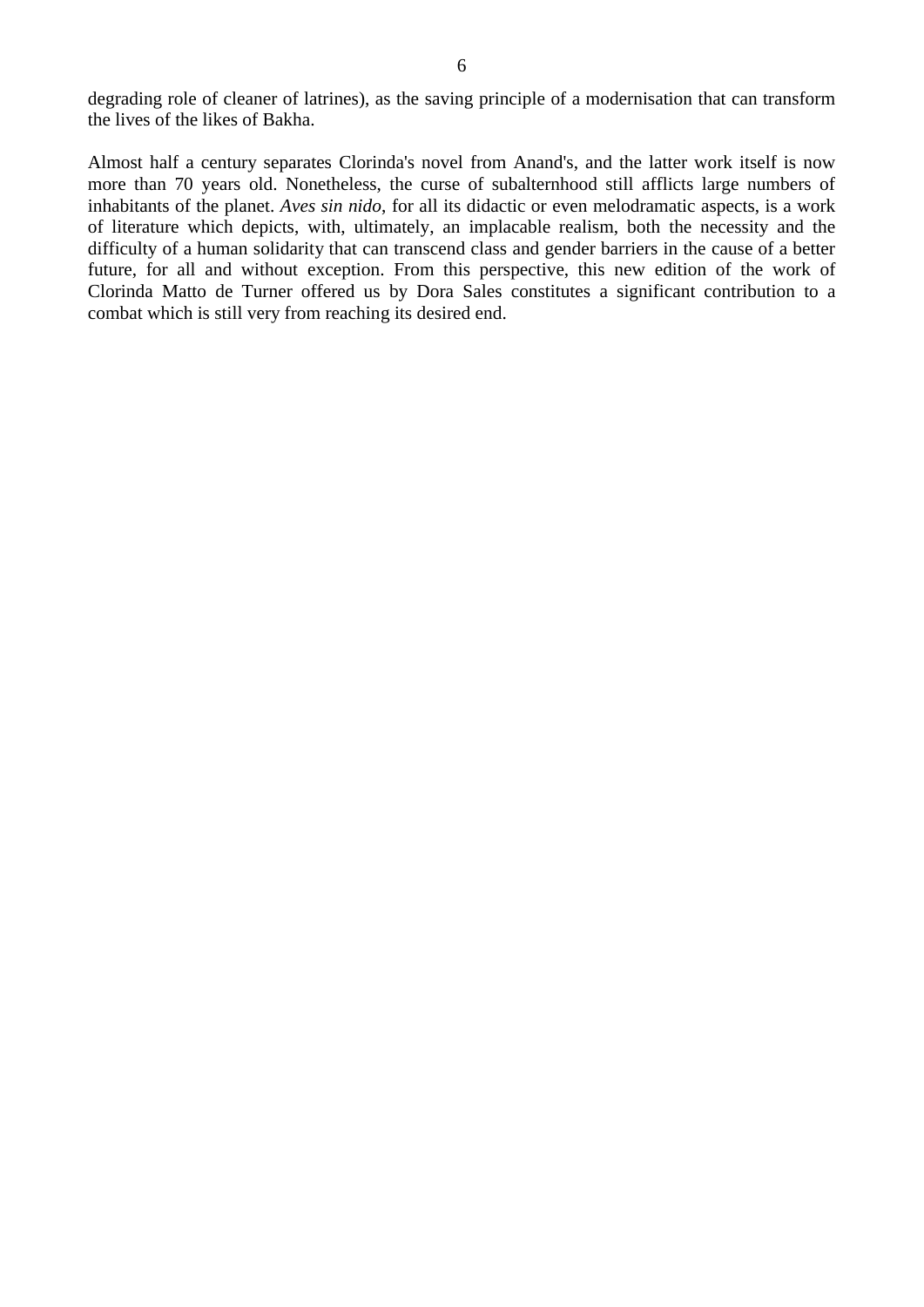degrading role of cleaner of latrines), as the saving principle of a modernisation that can transform the lives of the likes of Bakha.

Almost half a century separates Clorinda's novel from Anand's, and the latter work itself is now more than 70 years old. Nonetheless, the curse of subalternhood still afflicts large numbers of inhabitants of the planet. *Aves sin nido*, for all its didactic or even melodramatic aspects, is a work of literature which depicts, with, ultimately, an implacable realism, both the necessity and the difficulty of a human solidarity that can transcend class and gender barriers in the cause of a better future, for all and without exception. From this perspective, this new edition of the work of Clorinda Matto de Turner offered us by Dora Sales constitutes a significant contribution to a combat which is still very from reaching its desired end.